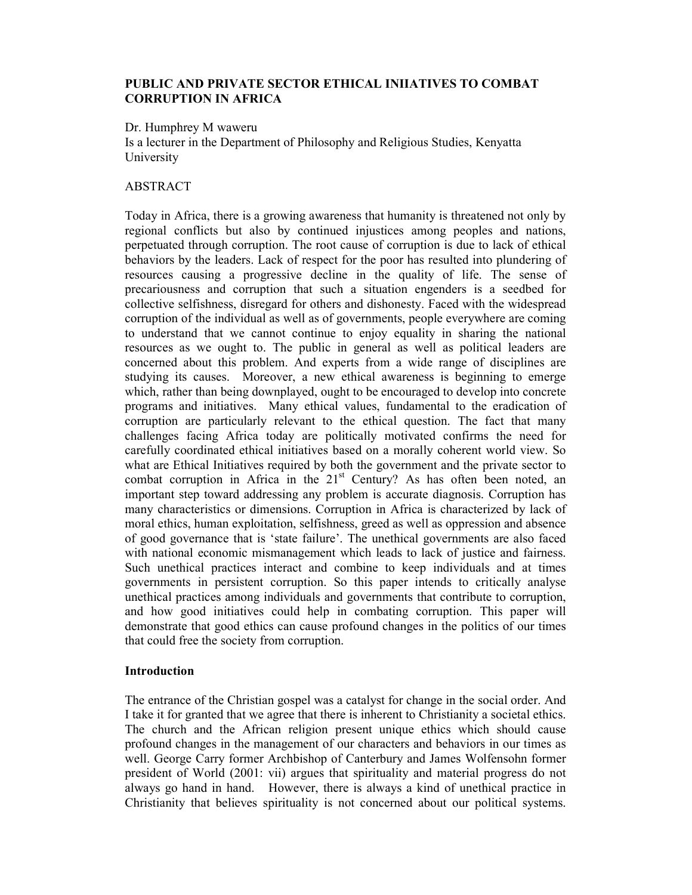# PUBLIC AND PRIVATE SECTOR ETHICAL INIIATIVES TO COMBAT CORRUPTION IN AFRICA

Dr. Humphrey M waweru
Is a lecturer in the Department of Philosophy and Religious Studies, Kenyatta University

ABSTRACT

Today in Africa, there is a growing awareness that humanity is threatened not only by regional conflicts but also by continued injustices among peoples and nations, perpetuated through corruption. The root cause of corruption is due to lack of ethical behaviors by the leaders. Lack of respect for the poor has resulted into plundering of resources causing a progressive decline in the quality of life. The sense of precariousness and corruption that such a situation engenders is a seedbed for collective selfishness, disregard for others and dishonesty. Faced with the widespread corruption of the individual as well as of governments, people everywhere are coming to understand that we cannot continue to enjoy equality in sharing the national resources as we ought to. The public in general as well as political leaders are concerned about this problem. And experts from a wide range of disciplines are studying its causes. Moreover, a new ethical awareness is beginning to emerge which, rather than being downplayed, ought to be encouraged to develop into concrete programs and initiatives. Many ethical values, fundamental to the eradication of corruption are particularly relevant to the ethical question. The fact that many challenges facing Africa today are politically motivated confirms the need for carefully coordinated ethical initiatives based on a morally coherent world view. So what are Ethical Initiatives required by both the government and the private sector to combat corruption in Africa in the 21st Century? As has often been noted, an important step toward addressing any problem is accurate diagnosis. Corruption has many characteristics or dimensions. Corruption in Africa is characterized by lack of moral ethics, human exploitation, selfishness, greed as well as oppression and absence of good governance that is 'state failure'. The unethical governments are also faced with national economic mismanagement which leads to lack of justice and fairness. Such unethical practices interact and combine to keep individuals and at times governments in persistent corruption. So this paper intends to critically analyse unethical practices among individuals and governments that contribute to corruption, and how good initiatives could help in combating corruption. This paper will demonstrate that good ethics can cause profound changes in the politics of our times that could free the society from corruption.

## Introduction

The entrance of the Christian gospel was a catalyst for change in the social order. And I take it for granted that we agree that there is inherent to Christianity a societal ethics. The church and the African religion present unique ethics which should cause profound changes in the management of our characters and behaviors in our times as well. George Carry former Archbishop of Canterbury and James Wolfensohn former president of World (2001: vii) argues that spirituality and material progress do not always go hand in hand. However, there is always a kind of unethical practice in Christianity that believes spirituality is not concerned about our political systems.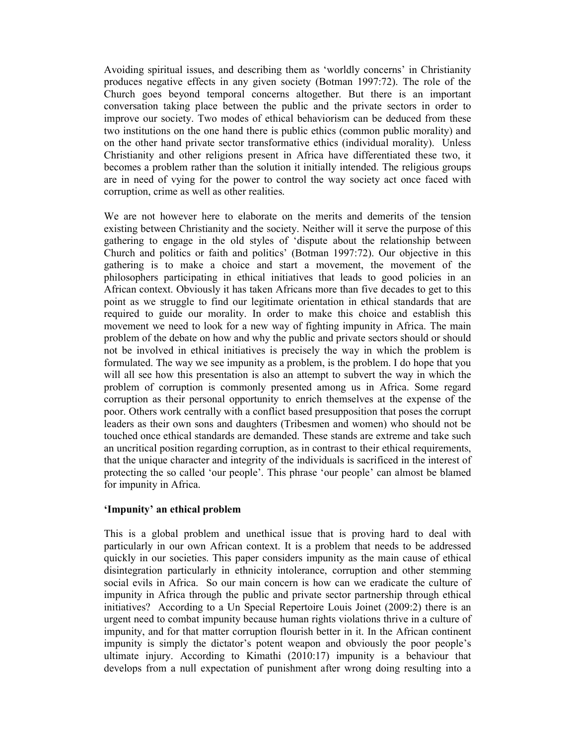Avoiding spiritual issues, and describing them as 'worldly concerns' in Christianity produces negative effects in any given society (Botman 1997:72). The role of the Church goes beyond temporal concerns altogether. But there is an important conversation taking place between the public and the private sectors in order to improve our society. Two modes of ethical behaviorism can be deduced from these two institutions on the one hand there is public ethics (common public morality) and on the other hand private sector transformative ethics (individual morality). Unless Christianity and other religions present in Africa have differentiated these two, it becomes a problem rather than the solution it initially intended. The religious groups are in need of vying for the power to control the way society act once faced with corruption, crime as well as other realities.

We are not however here to elaborate on the merits and demerits of the tension existing between Christianity and the society. Neither will it serve the purpose of this gathering to engage in the old styles of 'dispute about the relationship between Church and politics or faith and politics' (Botman 1997:72). Our objective in this gathering is to make a choice and start a movement, the movement of the philosophers participating in ethical initiatives that leads to good policies in an African context. Obviously it has taken Africans more than five decades to get to this point as we struggle to find our legitimate orientation in ethical standards that are required to guide our morality. In order to make this choice and establish this movement we need to look for a new way of fighting impunity in Africa. The main problem of the debate on how and why the public and private sectors should or should not be involved in ethical initiatives is precisely the way in which the problem is formulated. The way we see impunity as a problem, is the problem. I do hope that you will all see how this presentation is also an attempt to subvert the way in which the problem of corruption is commonly presented among us in Africa. Some regard corruption as their personal opportunity to enrich themselves at the expense of the poor. Others work centrally with a conflict based presupposition that poses the corrupt leaders as their own sons and daughters (Tribesmen and women) who should not be touched once ethical standards are demanded. These stands are extreme and take such an uncritical position regarding corruption, as in contrast to their ethical requirements, that the unique character and integrity of the individuals is sacrificed in the interest of protecting the so called 'our people'. This phrase 'our people' can almost be blamed for impunity in Africa.

**'Impunity' an ethical problem**

This is a global problem and unethical issue that is proving hard to deal with particularly in our own African context. It is a problem that needs to be addressed quickly in our societies. This paper considers impunity as the main cause of ethical disintegration particularly in ethnicity intolerance, corruption and other stemming social evils in Africa. So our main concern is how can we eradicate the culture of impunity in Africa through the public and private sector partnership through ethical initiatives? According to a Un Special Repertoire Louis Joinet (2009:2) there is an urgent need to combat impunity because human rights violations thrive in a culture of impunity, and for that matter corruption flourish better in it. In the African continent impunity is simply the dictator's potent weapon and obviously the poor people's ultimate injury. According to Kimathi (2010:17) impunity is a behaviour that develops from a null expectation of punishment after wrong doing resulting into a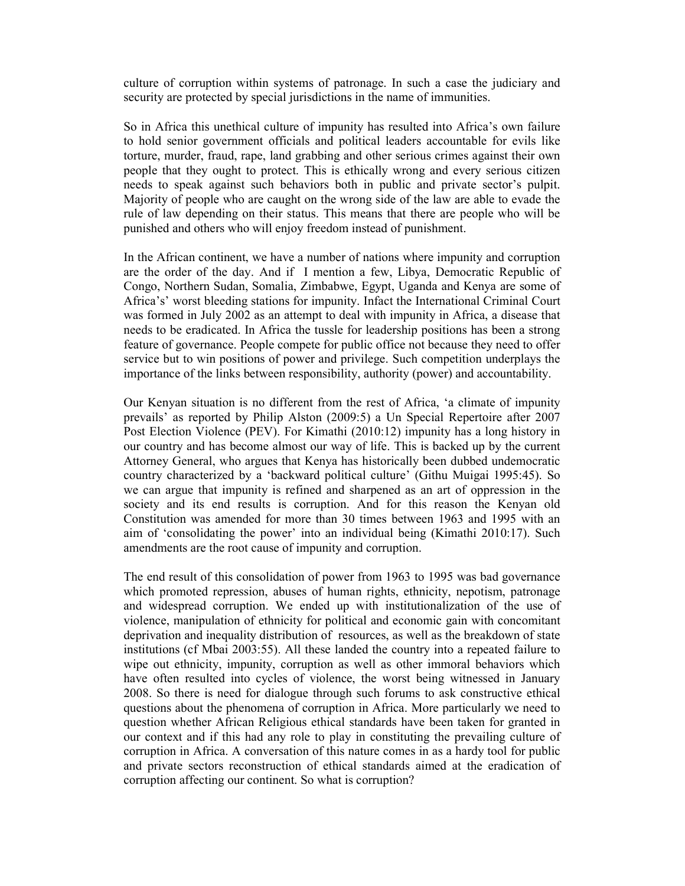culture of corruption within systems of patronage. In such a case the judiciary and security are protected by special jurisdictions in the name of immunities.

So in Africa this unethical culture of impunity has resulted into Africa's own failure to hold senior government officials and political leaders accountable for evils like torture, murder, fraud, rape, land grabbing and other serious crimes against their own people that they ought to protect. This is ethically wrong and every serious citizen needs to speak against such behaviors both in public and private sector's pulpit. Majority of people who are caught on the wrong side of the law are able to evade the rule of law depending on their status. This means that there are people who will be punished and others who will enjoy freedom instead of punishment.

In the African continent, we have a number of nations where impunity and corruption are the order of the day. And if I mention a few, Libya, Democratic Republic of Congo, Northern Sudan, Somalia, Zimbabwe, Egypt, Uganda and Kenya are some of Africa's' worst bleeding stations for impunity. Infact the International Criminal Court was formed in July 2002 as an attempt to deal with impunity in Africa, a disease that needs to be eradicated. In Africa the tussle for leadership positions has been a strong feature of governance. People compete for public office not because they need to offer service but to win positions of power and privilege. Such competition underplays the importance of the links between responsibility, authority (power) and accountability.

Our Kenyan situation is no different from the rest of Africa, 'a climate of impunity prevails' as reported by Philip Alston (2009:5) a Un Special Repertoire after 2007 Post Election Violence (PEV). For Kimathi (2010:12) impunity has a long history in our country and has become almost our way of life. This is backed up by the current Attorney General, who argues that Kenya has historically been dubbed undemocratic country characterized by a 'backward political culture' (Githu Muigai 1995:45). So we can argue that impunity is refined and sharpened as an art of oppression in the society and its end results is corruption. And for this reason the Kenyan old Constitution was amended for more than 30 times between 1963 and 1995 with an aim of 'consolidating the power' into an individual being (Kimathi 2010:17). Such amendments are the root cause of impunity and corruption.

The end result of this consolidation of power from 1963 to 1995 was bad governance which promoted repression, abuses of human rights, ethnicity, nepotism, patronage and widespread corruption. We ended up with institutionalization of the use of violence, manipulation of ethnicity for political and economic gain with concomitant deprivation and inequality distribution of resources, as well as the breakdown of state institutions (cf Mbai 2003:55). All these landed the country into a repeated failure to wipe out ethnicity, impunity, corruption as well as other immoral behaviors which have often resulted into cycles of violence, the worst being witnessed in January 2008. So there is need for dialogue through such forums to ask constructive ethical questions about the phenomena of corruption in Africa. More particularly we need to question whether African Religious ethical standards have been taken for granted in our context and if this had any role to play in constituting the prevailing culture of corruption in Africa. A conversation of this nature comes in as a hardy tool for public and private sectors reconstruction of ethical standards aimed at the eradication of corruption affecting our continent. So what is corruption?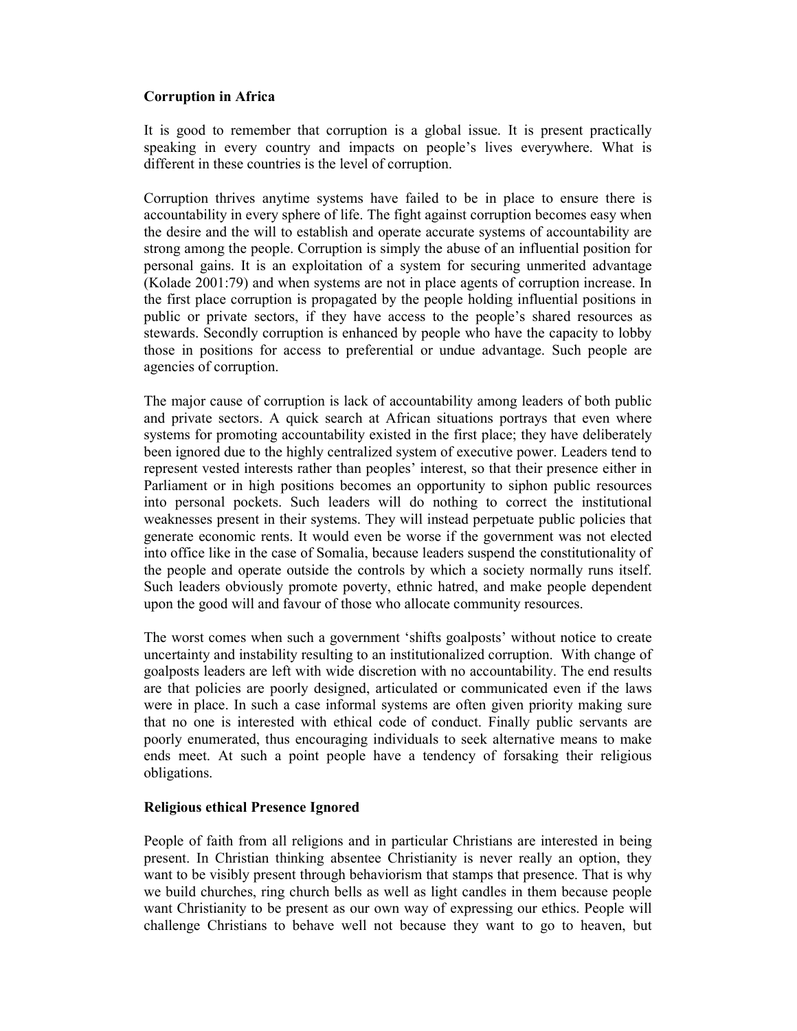**Corruption in Africa**

It is good to remember that corruption is a global issue. It is present practically speaking in every country and impacts on people's lives everywhere. What is different in these countries is the level of corruption.

Corruption thrives anytime systems have failed to be in place to ensure there is accountability in every sphere of life. The fight against corruption becomes easy when the desire and the will to establish and operate accurate systems of accountability are strong among the people. Corruption is simply the abuse of an influential position for personal gains. It is an exploitation of a system for securing unmerited advantage (Kolade 2001:79) and when systems are not in place agents of corruption increase. In the first place corruption is propagated by the people holding influential positions in public or private sectors, if they have access to the people's shared resources as stewards. Secondly corruption is enhanced by people who have the capacity to lobby those in positions for access to preferential or undue advantage. Such people are agencies of corruption.

The major cause of corruption is lack of accountability among leaders of both public and private sectors. A quick search at African situations portrays that even where systems for promoting accountability existed in the first place; they have deliberately been ignored due to the highly centralized system of executive power. Leaders tend to represent vested interests rather than peoples' interest, so that their presence either in Parliament or in high positions becomes an opportunity to siphon public resources into personal pockets. Such leaders will do nothing to correct the institutional weaknesses present in their systems. They will instead perpetuate public policies that generate economic rents. It would even be worse if the government was not elected into office like in the case of Somalia, because leaders suspend the constitutionality of the people and operate outside the controls by which a society normally runs itself. Such leaders obviously promote poverty, ethnic hatred, and make people dependent upon the good will and favour of those who allocate community resources.

The worst comes when such a government 'shifts goalposts' without notice to create uncertainty and instability resulting to an institutionalized corruption. With change of goalposts leaders are left with wide discretion with no accountability. The end results are that policies are poorly designed, articulated or communicated even if the laws were in place. In such a case informal systems are often given priority making sure that no one is interested with ethical code of conduct. Finally public servants are poorly enumerated, thus encouraging individuals to seek alternative means to make ends meet. At such a point people have a tendency of forsaking their religious obligations.

**Religious ethical Presence Ignored**

People of faith from all religions and in particular Christians are interested in being present. In Christian thinking absentee Christianity is never really an option, they want to be visibly present through behaviorism that stamps that presence. That is why we build churches, ring church bells as well as light candles in them because people want Christianity to be present as our own way of expressing our ethics. People will challenge Christians to behave well not because they want to go to heaven, but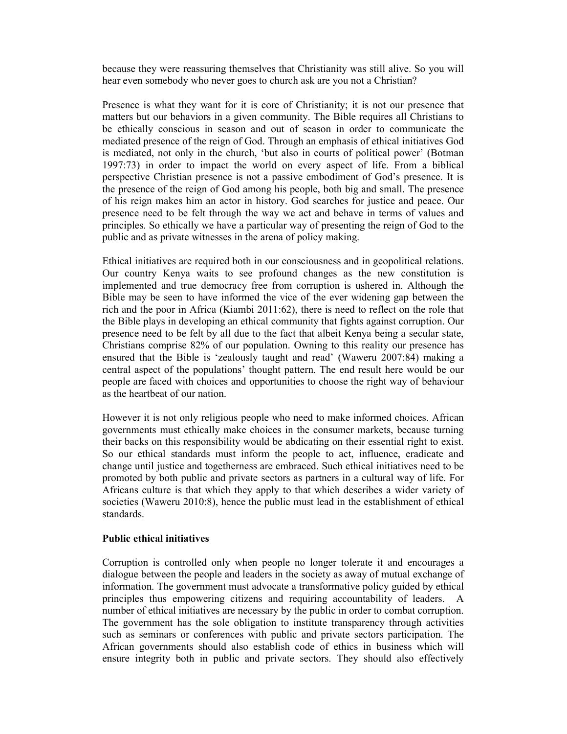because they were reassuring themselves that Christianity was still alive. So you will hear even somebody who never goes to church ask are you not a Christian?

Presence is what they want for it is core of Christianity; it is not our presence that matters but our behaviors in a given community. The Bible requires all Christians to be ethically conscious in season and out of season in order to communicate the mediated presence of the reign of God. Through an emphasis of ethical initiatives God is mediated, not only in the church, 'but also in courts of political power' (Botman 1997:73) in order to impact the world on every aspect of life. From a biblical perspective Christian presence is not a passive embodiment of God's presence. It is the presence of the reign of God among his people, both big and small. The presence of his reign makes him an actor in history. God searches for justice and peace. Our presence need to be felt through the way we act and behave in terms of values and principles. So ethically we have a particular way of presenting the reign of God to the public and as private witnesses in the arena of policy making.

Ethical initiatives are required both in our consciousness and in geopolitical relations. Our country Kenya waits to see profound changes as the new constitution is implemented and true democracy free from corruption is ushered in. Although the Bible may be seen to have informed the vice of the ever widening gap between the rich and the poor in Africa (Kiambi 2011:62), there is need to reflect on the role that the Bible plays in developing an ethical community that fights against corruption. Our presence need to be felt by all due to the fact that albeit Kenya being a secular state, Christians comprise 82% of our population. Owning to this reality our presence has ensured that the Bible is 'zealously taught and read' (Waweru 2007:84) making a central aspect of the populations' thought pattern. The end result here would be our people are faced with choices and opportunities to choose the right way of behaviour as the heartbeat of our nation.

However it is not only religious people who need to make informed choices. African governments must ethically make choices in the consumer markets, because turning their backs on this responsibility would be abdicating on their essential right to exist. So our ethical standards must inform the people to act, influence, eradicate and change until justice and togetherness are embraced. Such ethical initiatives need to be promoted by both public and private sectors as partners in a cultural way of life. For Africans culture is that which they apply to that which describes a wider variety of societies (Waweru 2010:8), hence the public must lead in the establishment of ethical standards.

**Public ethical initiatives**

Corruption is controlled only when people no longer tolerate it and encourages a dialogue between the people and leaders in the society as away of mutual exchange of information. The government must advocate a transformative policy guided by ethical principles thus empowering citizens and requiring accountability of leaders. A number of ethical initiatives are necessary by the public in order to combat corruption. The government has the sole obligation to institute transparency through activities such as seminars or conferences with public and private sectors participation. The African governments should also establish code of ethics in business which will ensure integrity both in public and private sectors. They should also effectively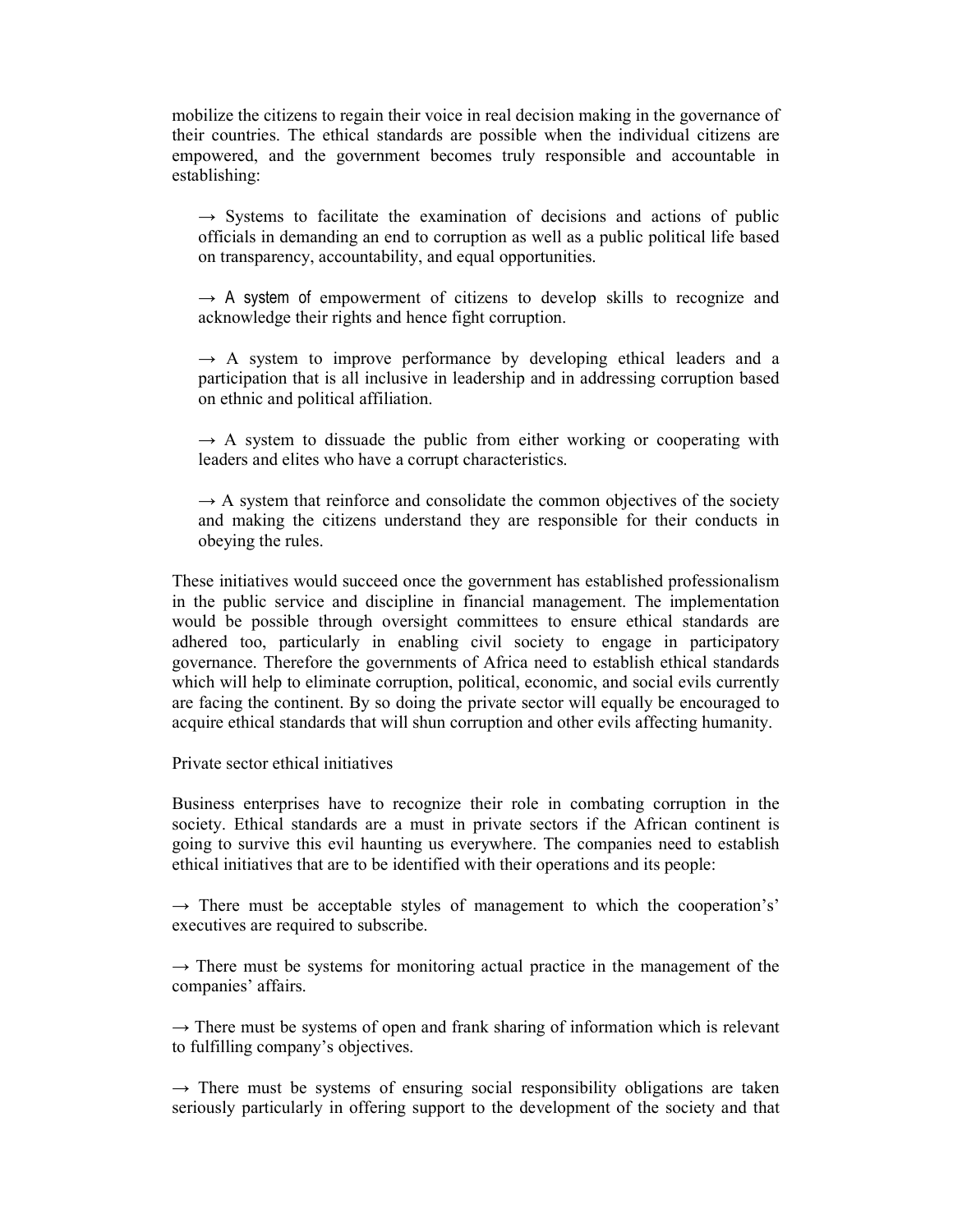mobilize the citizens to regain their voice in real decision making in the governance of their countries. The ethical standards are possible when the individual citizens are empowered, and the government becomes truly responsible and accountable in establishing:

→ Systems to facilitate the examination of decisions and actions of public officials in demanding an end to corruption as well as a public political life based on transparency, accountability, and equal opportunities.

→ A system of empowerment of citizens to develop skills to recognize and acknowledge their rights and hence fight corruption.

→ A system to improve performance by developing ethical leaders and a participation that is all inclusive in leadership and in addressing corruption based on ethnic and political affiliation.

→ A system to dissuade the public from either working or cooperating with leaders and elites who have a corrupt characteristics.

→ A system that reinforce and consolidate the common objectives of the society and making the citizens understand they are responsible for their conducts in obeying the rules.

These initiatives would succeed once the government has established professionalism in the public service and discipline in financial management. The implementation would be possible through oversight committees to ensure ethical standards are adhered too, particularly in enabling civil society to engage in participatory governance. Therefore the governments of Africa need to establish ethical standards which will help to eliminate corruption, political, economic, and social evils currently are facing the continent. By so doing the private sector will equally be encouraged to acquire ethical standards that will shun corruption and other evils affecting humanity.

Private sector ethical initiatives

Business enterprises have to recognize their role in combating corruption in the society. Ethical standards are a must in private sectors if the African continent is going to survive this evil haunting us everywhere. The companies need to establish ethical initiatives that are to be identified with their operations and its people:

→ There must be acceptable styles of management to which the cooperation's' executives are required to subscribe.

→ There must be systems for monitoring actual practice in the management of the companies' affairs.

→ There must be systems of open and frank sharing of information which is relevant to fulfilling company's objectives.

→ There must be systems of ensuring social responsibility obligations are taken seriously particularly in offering support to the development of the society and that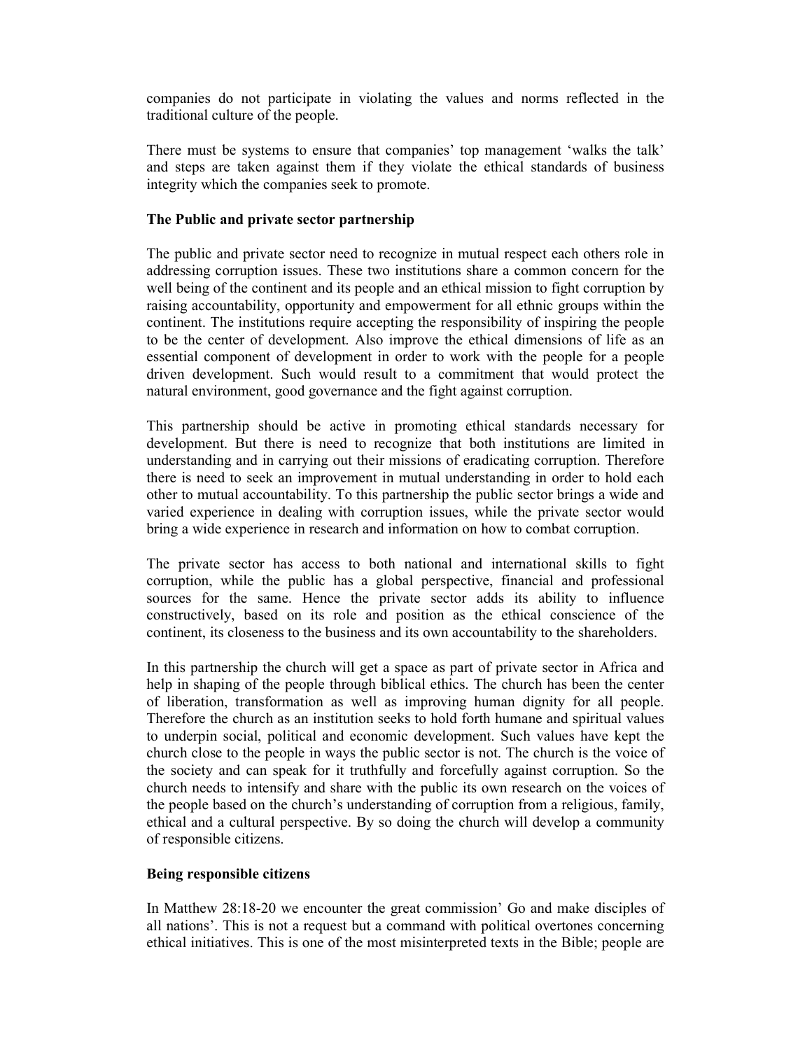companies do not participate in violating the values and norms reflected in the traditional culture of the people.

There must be systems to ensure that companies' top management 'walks the talk' and steps are taken against them if they violate the ethical standards of business integrity which the companies seek to promote.

**The Public and private sector partnership**

The public and private sector need to recognize in mutual respect each others role in addressing corruption issues. These two institutions share a common concern for the well being of the continent and its people and an ethical mission to fight corruption by raising accountability, opportunity and empowerment for all ethnic groups within the continent. The institutions require accepting the responsibility of inspiring the people to be the center of development. Also improve the ethical dimensions of life as an essential component of development in order to work with the people for a people driven development. Such would result to a commitment that would protect the natural environment, good governance and the fight against corruption.

This partnership should be active in promoting ethical standards necessary for development. But there is need to recognize that both institutions are limited in understanding and in carrying out their missions of eradicating corruption. Therefore there is need to seek an improvement in mutual understanding in order to hold each other to mutual accountability. To this partnership the public sector brings a wide and varied experience in dealing with corruption issues, while the private sector would bring a wide experience in research and information on how to combat corruption.

The private sector has access to both national and international skills to fight corruption, while the public has a global perspective, financial and professional sources for the same. Hence the private sector adds its ability to influence constructively, based on its role and position as the ethical conscience of the continent, its closeness to the business and its own accountability to the shareholders.

In this partnership the church will get a space as part of private sector in Africa and help in shaping of the people through biblical ethics. The church has been the center of liberation, transformation as well as improving human dignity for all people. Therefore the church as an institution seeks to hold forth humane and spiritual values to underpin social, political and economic development. Such values have kept the church close to the people in ways the public sector is not. The church is the voice of the society and can speak for it truthfully and forcefully against corruption. So the church needs to intensify and share with the public its own research on the voices of the people based on the church's understanding of corruption from a religious, family, ethical and a cultural perspective. By so doing the church will develop a community of responsible citizens.

**Being responsible citizens**

In Matthew 28:18-20 we encounter the great commission' Go and make disciples of all nations'. This is not a request but a command with political overtones concerning ethical initiatives. This is one of the most misinterpreted texts in the Bible; people are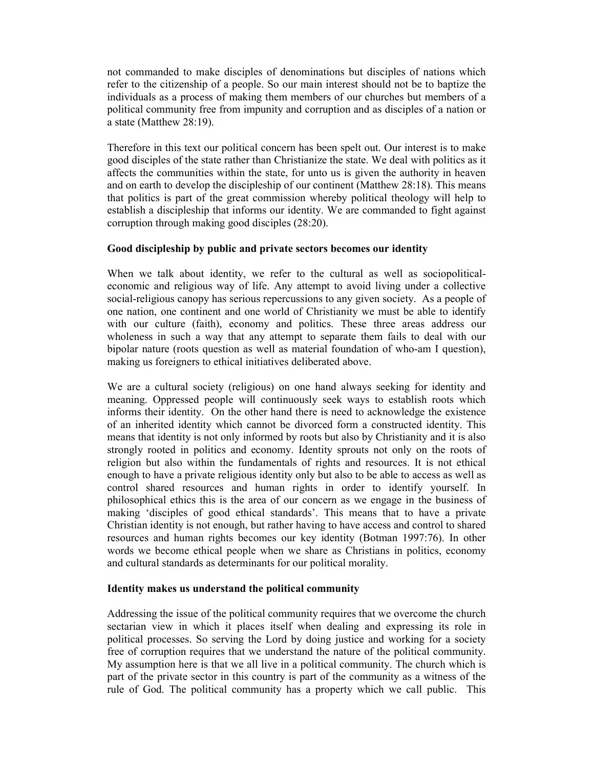not commanded to make disciples of denominations but disciples of nations which refer to the citizenship of a people. So our main interest should not be to baptize the individuals as a process of making them members of our churches but members of a political community free from impunity and corruption and as disciples of a nation or a state (Matthew 28:19).

Therefore in this text our political concern has been spelt out. Our interest is to make good disciples of the state rather than Christianize the state. We deal with politics as it affects the communities within the state, for unto us is given the authority in heaven and on earth to develop the discipleship of our continent (Matthew 28:18). This means that politics is part of the great commission whereby political theology will help to establish a discipleship that informs our identity. We are commanded to fight against corruption through making good disciples (28:20).

### Good discipleship by public and private sectors becomes our identity

When we talk about identity, we refer to the cultural as well as sociopolitical-economic and religious way of life. Any attempt to avoid living under a collective social-religious canopy has serious repercussions to any given society. As a people of one nation, one continent and one world of Christianity we must be able to identify with our culture (faith), economy and politics. These three areas address our wholeness in such a way that any attempt to separate them fails to deal with our bipolar nature (roots question as well as material foundation of who-am I question), making us foreigners to ethical initiatives deliberated above.

We are a cultural society (religious) on one hand always seeking for identity and meaning. Oppressed people will continuously seek ways to establish roots which informs their identity. On the other hand there is need to acknowledge the existence of an inherited identity which cannot be divorced form a constructed identity. This means that identity is not only informed by roots but also by Christianity and it is also strongly rooted in politics and economy. Identity sprouts not only on the roots of religion but also within the fundamentals of rights and resources. It is not ethical enough to have a private religious identity only but also to be able to access as well as control shared resources and human rights in order to identify yourself. In philosophical ethics this is the area of our concern as we engage in the business of making 'disciples of good ethical standards'. This means that to have a private Christian identity is not enough, but rather having to have access and control to shared resources and human rights becomes our key identity (Botman 1997:76). In other words we become ethical people when we share as Christians in politics, economy and cultural standards as determinants for our political morality.

### Identity makes us understand the political community

Addressing the issue of the political community requires that we overcome the church sectarian view in which it places itself when dealing and expressing its role in political processes. So serving the Lord by doing justice and working for a society free of corruption requires that we understand the nature of the political community. My assumption here is that we all live in a political community. The church which is part of the private sector in this country is part of the community as a witness of the rule of God. The political community has a property which we call public. This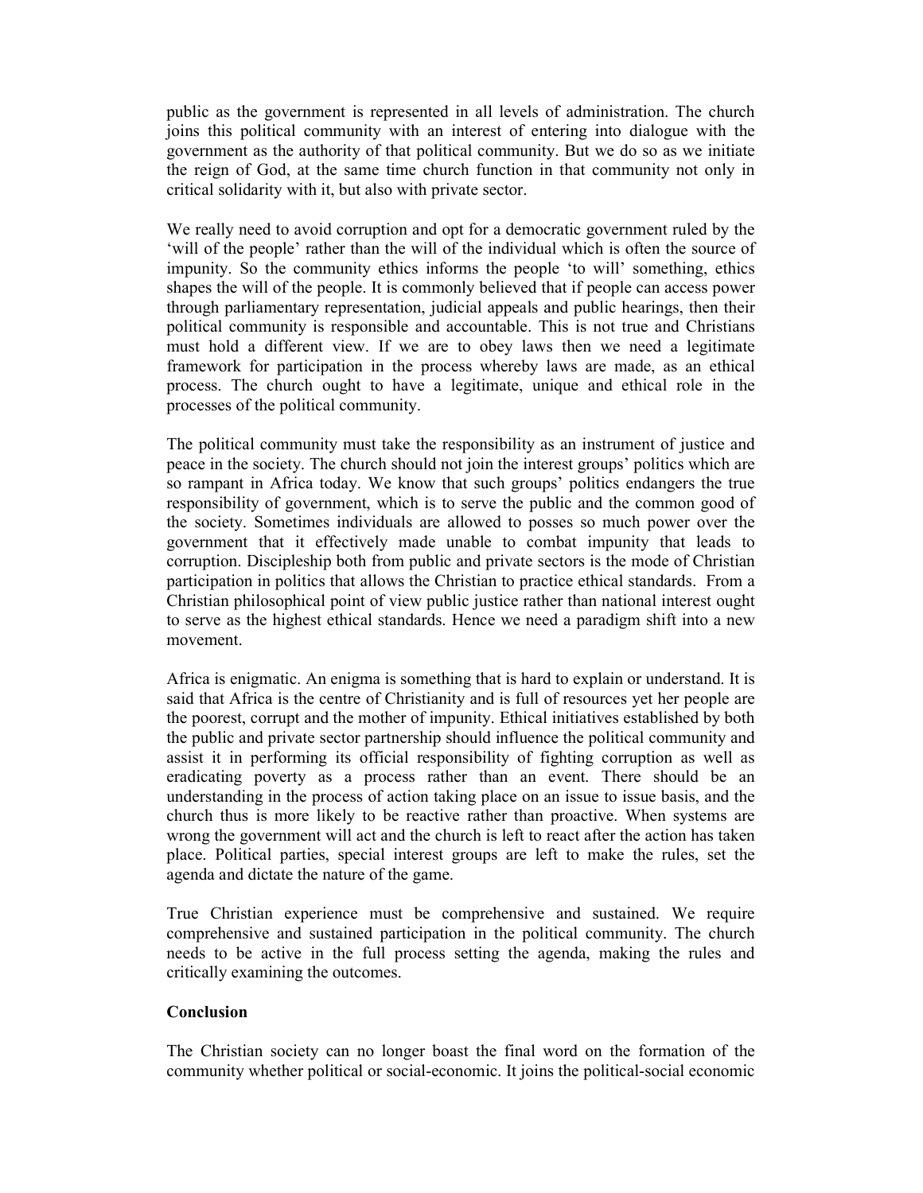public as the government is represented in all levels of administration. The church joins this political community with an interest of entering into dialogue with the government as the authority of that political community. But we do so as we initiate the reign of God, at the same time church function in that community not only in critical solidarity with it, but also with private sector.

We really need to avoid corruption and opt for a democratic government ruled by the 'will of the people' rather than the will of the individual which is often the source of impunity. So the community ethics informs the people 'to will' something, ethics shapes the will of the people. It is commonly believed that if people can access power through parliamentary representation, judicial appeals and public hearings, then their political community is responsible and accountable. This is not true and Christians must hold a different view. If we are to obey laws then we need a legitimate framework for participation in the process whereby laws are made, as an ethical process. The church ought to have a legitimate, unique and ethical role in the processes of the political community.

The political community must take the responsibility as an instrument of justice and peace in the society. The church should not join the interest groups' politics which are so rampant in Africa today. We know that such groups' politics endangers the true responsibility of government, which is to serve the public and the common good of the society. Sometimes individuals are allowed to posses so much power over the government that it effectively made unable to combat impunity that leads to corruption. Discipleship both from public and private sectors is the mode of Christian participation in politics that allows the Christian to practice ethical standards. From a Christian philosophical point of view public justice rather than national interest ought to serve as the highest ethical standards. Hence we need a paradigm shift into a new movement.

Africa is enigmatic. An enigma is something that is hard to explain or understand. It is said that Africa is the centre of Christianity and is full of resources yet her people are the poorest, corrupt and the mother of impunity. Ethical initiatives established by both the public and private sector partnership should influence the political community and assist it in performing its official responsibility of fighting corruption as well as eradicating poverty as a process rather than an event. There should be an understanding in the process of action taking place on an issue to issue basis, and the church thus is more likely to be reactive rather than proactive. When systems are wrong the government will act and the church is left to react after the action has taken place. Political parties, special interest groups are left to make the rules, set the agenda and dictate the nature of the game.

True Christian experience must be comprehensive and sustained. We require comprehensive and sustained participation in the political community. The church needs to be active in the full process setting the agenda, making the rules and critically examining the outcomes.

**Conclusion**

The Christian society can no longer boast the final word on the formation of the community whether political or social-economic. It joins the political-social economic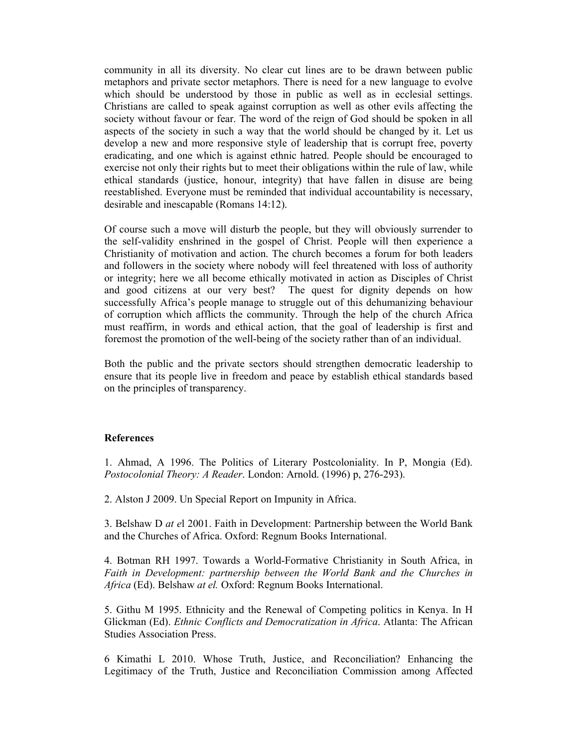community in all its diversity. No clear cut lines are to be drawn between public metaphors and private sector metaphors. There is need for a new language to evolve which should be understood by those in public as well as in ecclesial settings. Christians are called to speak against corruption as well as other evils affecting the society without favour or fear. The word of the reign of God should be spoken in all aspects of the society in such a way that the world should be changed by it. Let us develop a new and more responsive style of leadership that is corrupt free, poverty eradicating, and one which is against ethnic hatred. People should be encouraged to exercise not only their rights but to meet their obligations within the rule of law, while ethical standards (justice, honour, integrity) that have fallen in disuse are being reestablished. Everyone must be reminded that individual accountability is necessary, desirable and inescapable (Romans 14:12).

Of course such a move will disturb the people, but they will obviously surrender to the self-validity enshrined in the gospel of Christ. People will then experience a Christianity of motivation and action. The church becomes a forum for both leaders and followers in the society where nobody will feel threatened with loss of authority or integrity; here we all become ethically motivated in action as Disciples of Christ and good citizens at our very best? The quest for dignity depends on how successfully Africa's people manage to struggle out of this dehumanizing behaviour of corruption which afflicts the community. Through the help of the church Africa must reaffirm, in words and ethical action, that the goal of leadership is first and foremost the promotion of the well-being of the society rather than of an individual.

Both the public and the private sectors should strengthen democratic leadership to ensure that its people live in freedom and peace by establish ethical standards based on the principles of transparency.

**References**

1. Ahmad, A 1996. The Politics of Literary Postcoloniality. In P, Mongia (Ed). *Postocolonial Theory: A Reader*. London: Arnold. (1996) p, 276-293).

2. Alston J 2009. Un Special Report on Impunity in Africa.

3. Belshaw D *at e*l 2001. Faith in Development: Partnership between the World Bank and the Churches of Africa. Oxford: Regnum Books International.

4. Botman RH 1997. Towards a World-Formative Christianity in South Africa, in *Faith in Development: partnership between the World Bank and the Churches in Africa* (Ed). Belshaw *at el.* Oxford: Regnum Books International.

5. Githu M 1995. Ethnicity and the Renewal of Competing politics in Kenya. In H Glickman (Ed). *Ethnic Conflicts and Democratization in Africa*. Atlanta: The African Studies Association Press.

6 Kimathi L 2010. Whose Truth, Justice, and Reconciliation? Enhancing the Legitimacy of the Truth, Justice and Reconciliation Commission among Affected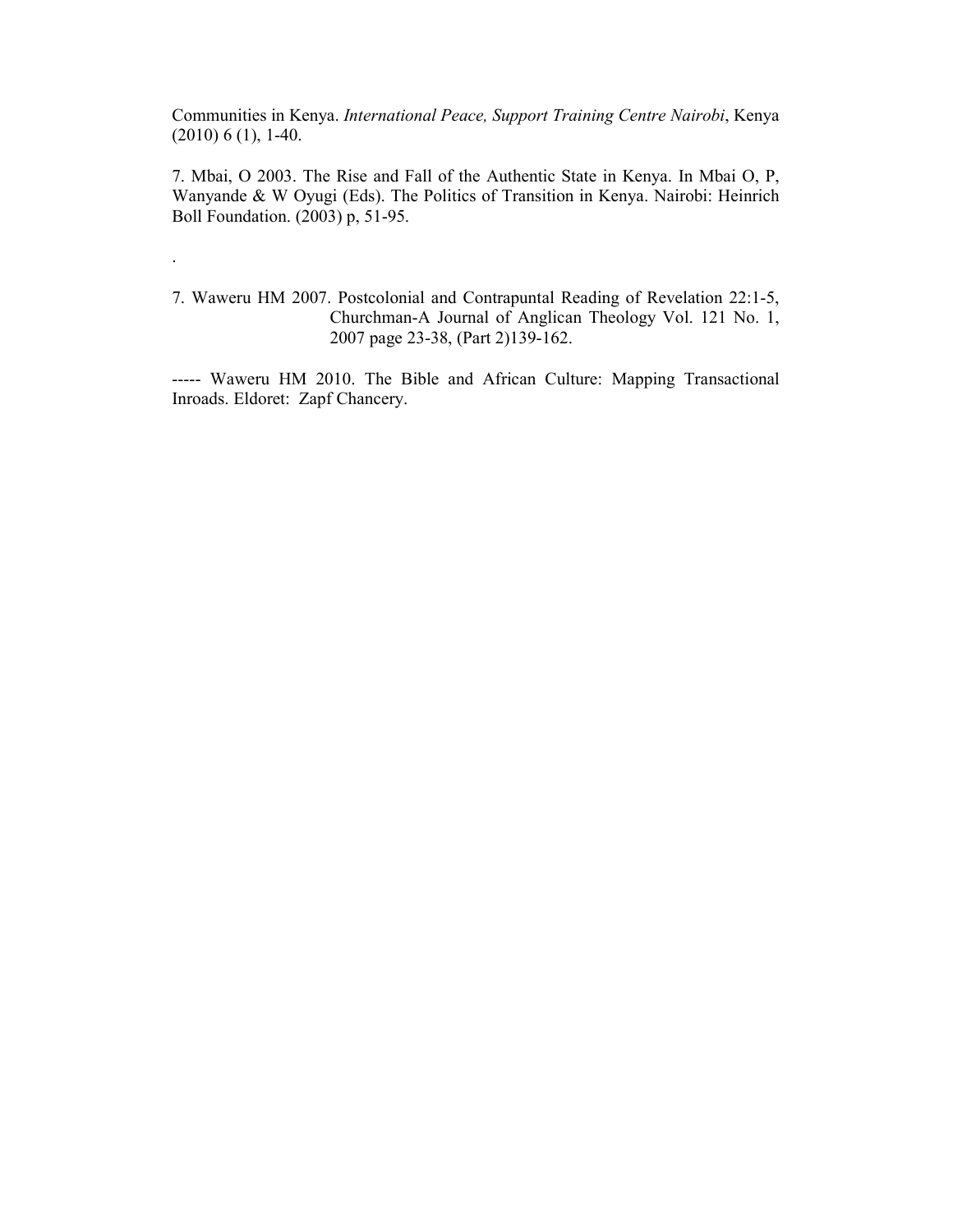Communities in Kenya. *International Peace, Support Training Centre Nairobi*, Kenya (2010) 6 (1), 1-40.

7. Mbai, O 2003. The Rise and Fall of the Authentic State in Kenya. In Mbai O, P, Wanyande & W Oyugi (Eds). The Politics of Transition in Kenya. Nairobi: Heinrich Boll Foundation. (2003) p, 51-95.

.

7. Waweru HM 2007. Postcolonial and Contrapuntal Reading of Revelation 22:1-5, Churchman-A Journal of Anglican Theology Vol. 121 No. 1, 2007 page 23-38, (Part 2)139-162.

----- Waweru HM 2010. The Bible and African Culture: Mapping Transactional Inroads. Eldoret: Zapf Chancery.